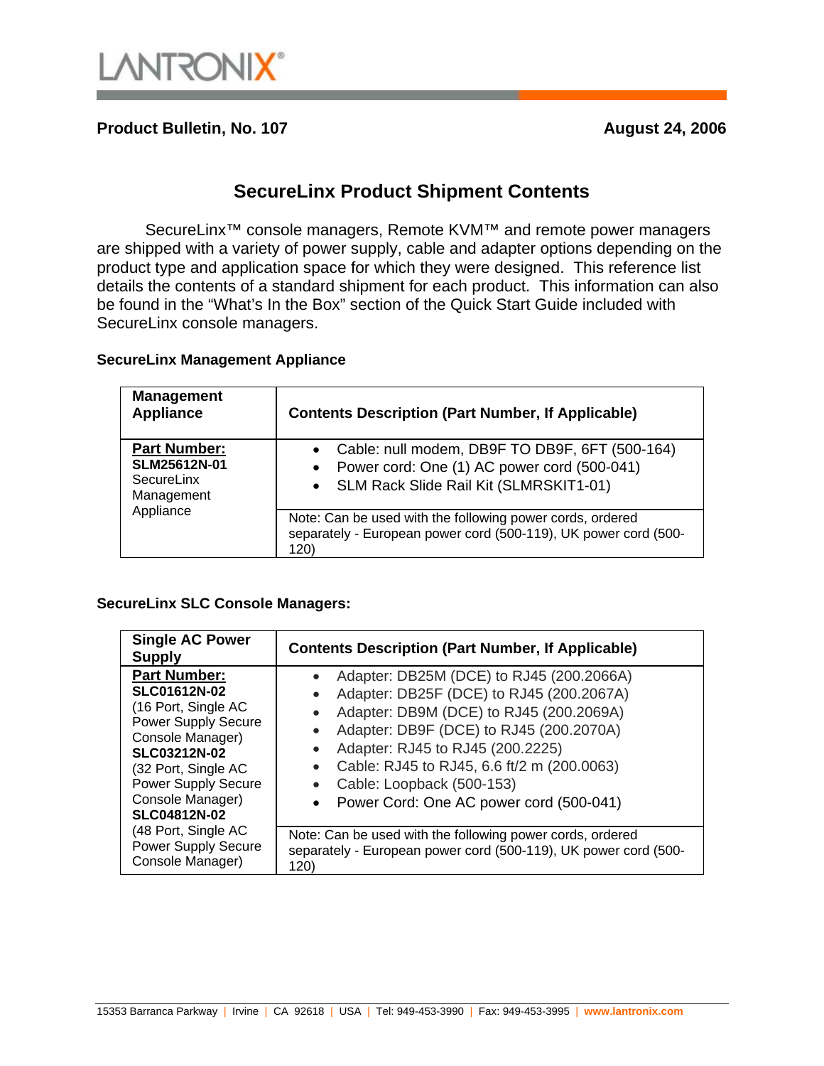LANTRONIX®

**Product Bulletin, No. 107** **August 24, 2006**

# SecureLinx Product Shipment Contents

SecureLinx™ console managers, Remote KVM™ and remote power managers are shipped with a variety of power supply, cable and adapter options depending on the product type and application space for which they were designed. This reference list details the contents of a standard shipment for each product. This information can also be found in the "What's In the Box" section of the Quick Start Guide included with SecureLinx console managers.

### SecureLinx Management Appliance

| Management Appliance | Contents Description (Part Number, If Applicable) |
|---|---|
| **Part Number:** **SLM25612N-01** SecureLinx Management Appliance | • Cable: null modem, DB9F TO DB9F, 6FT (500-164)<br>• Power cord: One (1) AC power cord (500-041)<br>• SLM Rack Slide Rail Kit (SLMRSKIT1-01) |
| | Note: Can be used with the following power cords, ordered separately - European power cord (500-119), UK power cord (500-120) |

### SecureLinx SLC Console Managers:

| Single AC Power Supply | Contents Description (Part Number, If Applicable) |
|---|---|
| **Part Number:** **SLC01612N-02** (16 Port, Single AC Power Supply Secure Console Manager) **SLC03212N-02** (32 Port, Single AC Power Supply Secure Console Manager) **SLC04812N-02** (48 Port, Single AC Power Supply Secure Console Manager) | • Adapter: DB25M (DCE) to RJ45 (200.2066A)<br>• Adapter: DB25F (DCE) to RJ45 (200.2067A)<br>• Adapter: DB9M (DCE) to RJ45 (200.2069A)<br>• Adapter: DB9F (DCE) to RJ45 (200.2070A)<br>• Adapter: RJ45 to RJ45 (200.2225)<br>• Cable: RJ45 to RJ45, 6.6 ft/2 m (200.0063)<br>• Cable: Loopback (500-153)<br>• Power Cord: One AC power cord (500-041) |
| | Note: Can be used with the following power cords, ordered separately - European power cord (500-119), UK power cord (500-120) |

15353 Barranca Parkway | Irvine | CA 92618 | USA | Tel: 949-453-3990 | Fax: 949-453-3995 | www.lantronix.com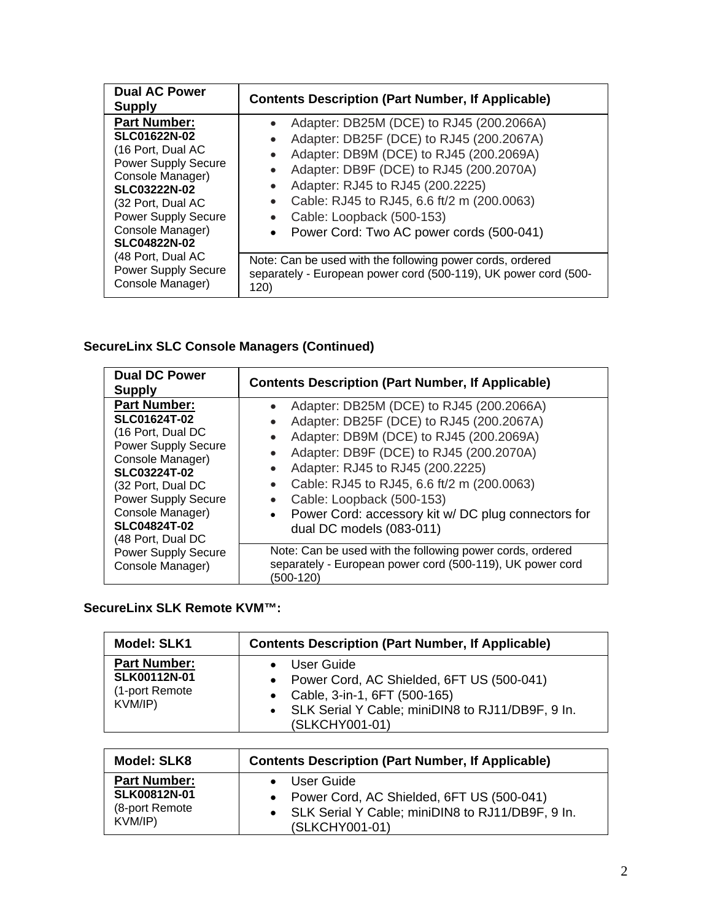| Dual AC Power Supply | Contents Description (Part Number, If Applicable) |
| --- | --- |
| **Part Number:**<br>**SLC01622N-02**<br>(16 Port, Dual AC Power Supply Secure Console Manager)<br>**SLC03222N-02**<br>(32 Port, Dual AC Power Supply Secure Console Manager)<br>**SLC04822N-02**<br>(48 Port, Dual AC Power Supply Secure Console Manager) | • Adapter: DB25M (DCE) to RJ45 (200.2066A)<br>• Adapter: DB25F (DCE) to RJ45 (200.2067A)<br>• Adapter: DB9M (DCE) to RJ45 (200.2069A)<br>• Adapter: DB9F (DCE) to RJ45 (200.2070A)<br>• Adapter: RJ45 to RJ45 (200.2225)<br>• Cable: RJ45 to RJ45, 6.6 ft/2 m (200.0063)<br>• Cable: Loopback (500-153)<br>• Power Cord: Two AC power cords (500-041) |
| | Note: Can be used with the following power cords, ordered separately - European power cord (500-119), UK power cord (500-120) |

**SecureLinx SLC Console Managers (Continued)**

| Dual DC Power Supply | Contents Description (Part Number, If Applicable) |
| --- | --- |
| **Part Number:**<br>**SLC01624T-02**<br>(16 Port, Dual DC Power Supply Secure Console Manager)<br>**SLC03224T-02**<br>(32 Port, Dual DC Power Supply Secure Console Manager)<br>**SLC04824T-02**<br>(48 Port, Dual DC Power Supply Secure Console Manager) | • Adapter: DB25M (DCE) to RJ45 (200.2066A)<br>• Adapter: DB25F (DCE) to RJ45 (200.2067A)<br>• Adapter: DB9M (DCE) to RJ45 (200.2069A)<br>• Adapter: DB9F (DCE) to RJ45 (200.2070A)<br>• Adapter: RJ45 to RJ45 (200.2225)<br>• Cable: RJ45 to RJ45, 6.6 ft/2 m (200.0063)<br>• Cable: Loopback (500-153)<br>• Power Cord: accessory kit w/ DC plug connectors for dual DC models (083-011) |
| | Note: Can be used with the following power cords, ordered separately - European power cord (500-119), UK power cord (500-120) |

**SecureLinx SLK Remote KVM™:**

| Model: SLK1 | Contents Description (Part Number, If Applicable) |
| --- | --- |
| **Part Number:**<br>**SLK00112N-01**<br>(1-port Remote KVM/IP) | • User Guide<br>• Power Cord, AC Shielded, 6FT US (500-041)<br>• Cable, 3-in-1, 6FT (500-165)<br>• SLK Serial Y Cable; miniDIN8 to RJ11/DB9F, 9 In. (SLKCHY001-01) |

| Model: SLK8 | Contents Description (Part Number, If Applicable) |
| --- | --- |
| **Part Number:**<br>**SLK00812N-01**<br>(8-port Remote KVM/IP) | • User Guide<br>• Power Cord, AC Shielded, 6FT US (500-041)<br>• SLK Serial Y Cable; miniDIN8 to RJ11/DB9F, 9 In. (SLKCHY001-01) |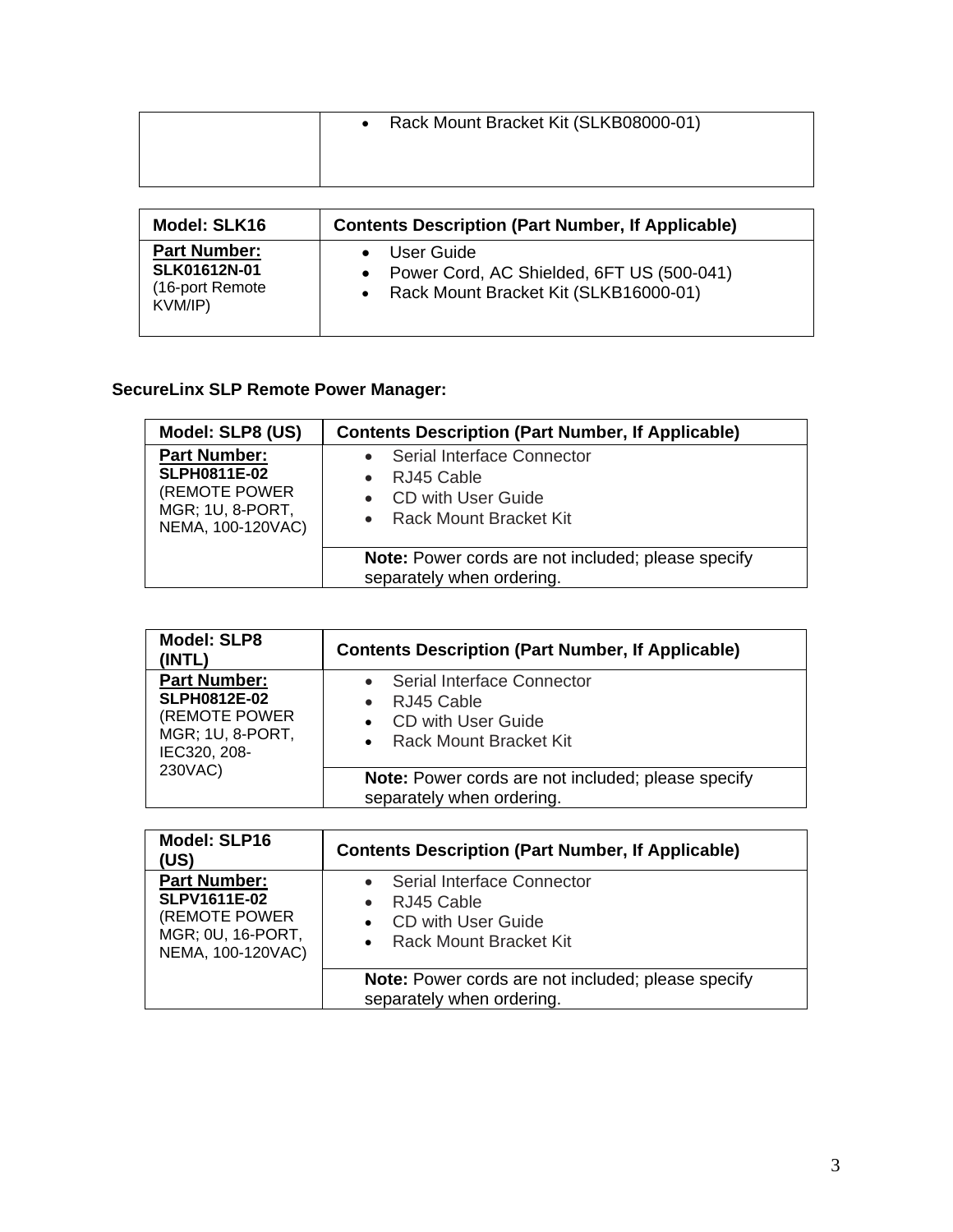| | |
|---|---|
| | • Rack Mount Bracket Kit (SLKB08000-01) |

| Model: SLK16 | Contents Description (Part Number, If Applicable) |
|---|---|
| **Part Number:** **SLK01612N-01** (16-port Remote KVM/IP) | • User Guide<br>• Power Cord, AC Shielded, 6FT US (500-041)<br>• Rack Mount Bracket Kit (SLKB16000-01) |

**SecureLinx SLP Remote Power Manager:**

| Model: SLP8 (US) | Contents Description (Part Number, If Applicable) |
|---|---|
| **Part Number:** **SLPH0811E-02** (REMOTE POWER MGR; 1U, 8-PORT, NEMA, 100-120VAC) | • Serial Interface Connector<br>• RJ45 Cable<br>• CD with User Guide<br>• Rack Mount Bracket Kit |
| | **Note:** Power cords are not included; please specify separately when ordering. |

| Model: SLP8 (INTL) | Contents Description (Part Number, If Applicable) |
|---|---|
| **Part Number:** **SLPH0812E-02** (REMOTE POWER MGR; 1U, 8-PORT, IEC320, 208-230VAC) | • Serial Interface Connector<br>• RJ45 Cable<br>• CD with User Guide<br>• Rack Mount Bracket Kit |
| | **Note:** Power cords are not included; please specify separately when ordering. |

| Model: SLP16 (US) | Contents Description (Part Number, If Applicable) |
|---|---|
| **Part Number:** **SLPV1611E-02** (REMOTE POWER MGR; 0U, 16-PORT, NEMA, 100-120VAC) | • Serial Interface Connector<br>• RJ45 Cable<br>• CD with User Guide<br>• Rack Mount Bracket Kit |
| | **Note:** Power cords are not included; please specify separately when ordering. |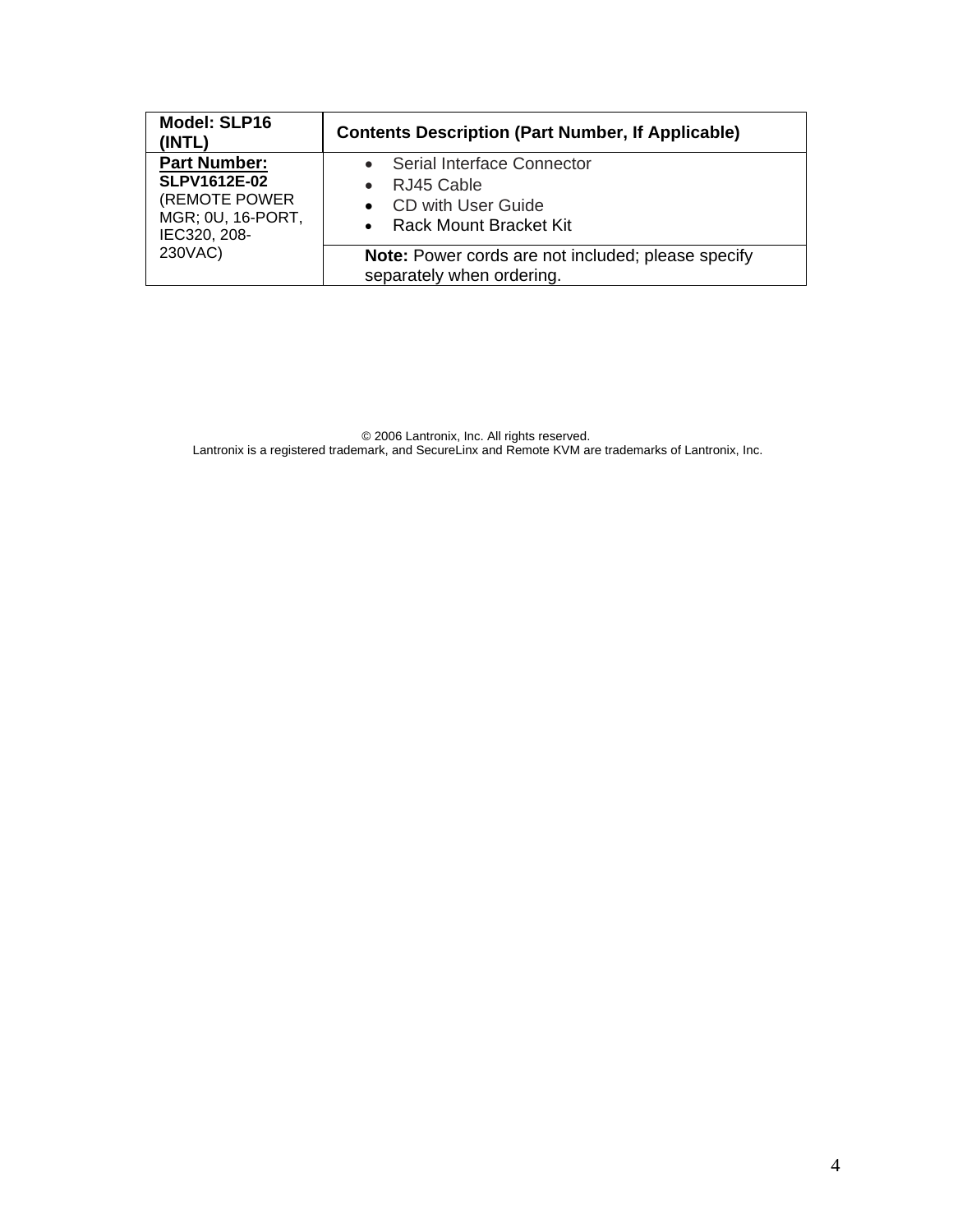| Model: SLP16 (INTL) | Contents Description (Part Number, If Applicable) |
|---|---|
| **Part Number:** **SLPV1612E-02** (REMOTE POWER MGR; 0U, 16-PORT, IEC320, 208-230VAC) | • Serial Interface Connector<br>• RJ45 Cable<br>• CD with User Guide<br>• Rack Mount Bracket Kit |
| | **Note:** Power cords are not included; please specify separately when ordering. |

© 2006 Lantronix, Inc. All rights reserved.
Lantronix is a registered trademark, and SecureLinx and Remote KVM are trademarks of Lantronix, Inc.